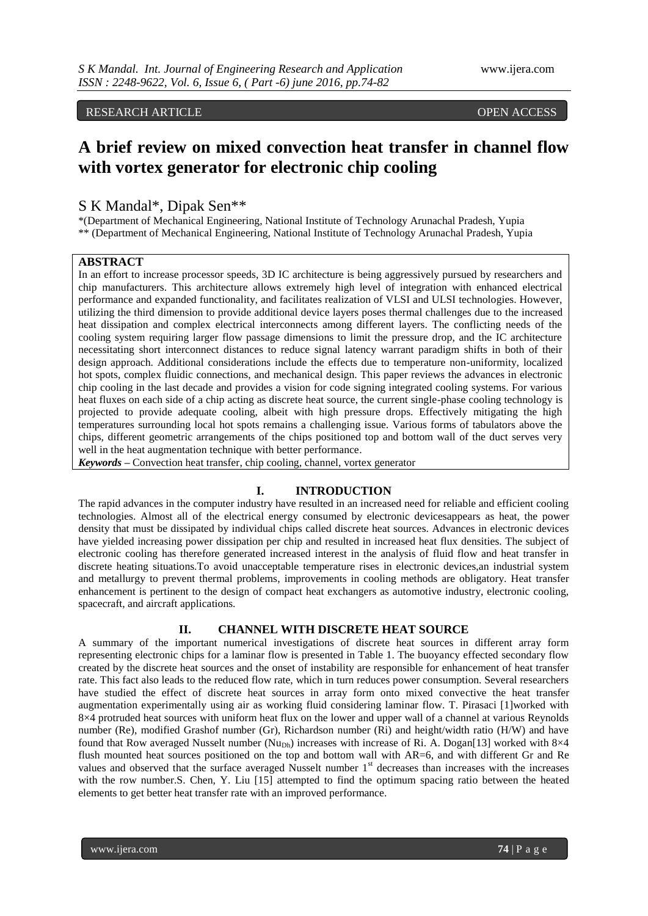RESEARCH ARTICLE OPEN ACCESS

# A brief review on mixed convection heat transfer in channel flow with vortex generator for electronic chip cooling

S K Mandal*, Dipak Sen**

*(Department of Mechanical Engineering, National Institute of Technology Arunachal Pradesh, Yupia
** (Department of Mechanical Engineering, National Institute of Technology Arunachal Pradesh, Yupia

**ABSTRACT**

In an effort to increase processor speeds, 3D IC architecture is being aggressively pursued by researchers and chip manufacturers. This architecture allows extremely high level of integration with enhanced electrical performance and expanded functionality, and facilitates realization of VLSI and ULSI technologies. However, utilizing the third dimension to provide additional device layers poses thermal challenges due to the increased heat dissipation and complex electrical interconnects among different layers. The conflicting needs of the cooling system requiring larger flow passage dimensions to limit the pressure drop, and the IC architecture necessitating short interconnect distances to reduce signal latency warrant paradigm shifts in both of their design approach. Additional considerations include the effects due to temperature non-uniformity, localized hot spots, complex fluidic connections, and mechanical design. This paper reviews the advances in electronic chip cooling in the last decade and provides a vision for code signing integrated cooling systems. For various heat fluxes on each side of a chip acting as discrete heat source, the current single-phase cooling technology is projected to provide adequate cooling, albeit with high pressure drops. Effectively mitigating the high temperatures surrounding local hot spots remains a challenging issue. Various forms of tabulators above the chips, different geometric arrangements of the chips positioned top and bottom wall of the duct serves very well in the heat augmentation technique with better performance.

***Keywords*** **–** Convection heat transfer, chip cooling, channel, vortex generator

## I. INTRODUCTION

The rapid advances in the computer industry have resulted in an increased need for reliable and efficient cooling technologies. Almost all of the electrical energy consumed by electronic devicesappears as heat, the power density that must be dissipated by individual chips called discrete heat sources. Advances in electronic devices have yielded increasing power dissipation per chip and resulted in increased heat flux densities. The subject of electronic cooling has therefore generated increased interest in the analysis of fluid flow and heat transfer in discrete heating situations.To avoid unacceptable temperature rises in electronic devices,an industrial system and metallurgy to prevent thermal problems, improvements in cooling methods are obligatory. Heat transfer enhancement is pertinent to the design of compact heat exchangers as automotive industry, electronic cooling, spacecraft, and aircraft applications.

## II. CHANNEL WITH DISCRETE HEAT SOURCE

A summary of the important numerical investigations of discrete heat sources in different array form representing electronic chips for a laminar flow is presented in Table 1. The buoyancy effected secondary flow created by the discrete heat sources and the onset of instability are responsible for enhancement of heat transfer rate. This fact also leads to the reduced flow rate, which in turn reduces power consumption. Several researchers have studied the effect of discrete heat sources in array form onto mixed convective the heat transfer augmentation experimentally using air as working fluid considering laminar flow. T. Pirasaci [1]worked with 8×4 protruded heat sources with uniform heat flux on the lower and upper wall of a channel at various Reynolds number (Re), modified Grashof number (Gr), Richardson number (Ri) and height/width ratio (H/W) and have found that Row averaged Nusselt number ($Nu_{Dh}$) increases with increase of Ri. A. Dogan[13] worked with 8×4 flush mounted heat sources positioned on the top and bottom wall with AR=6, and with different Gr and Re values and observed that the surface averaged Nusselt number 1st decreases than increases with the increases with the row number.S. Chen, Y. Liu [15] attempted to find the optimum spacing ratio between the heated elements to get better heat transfer rate with an improved performance.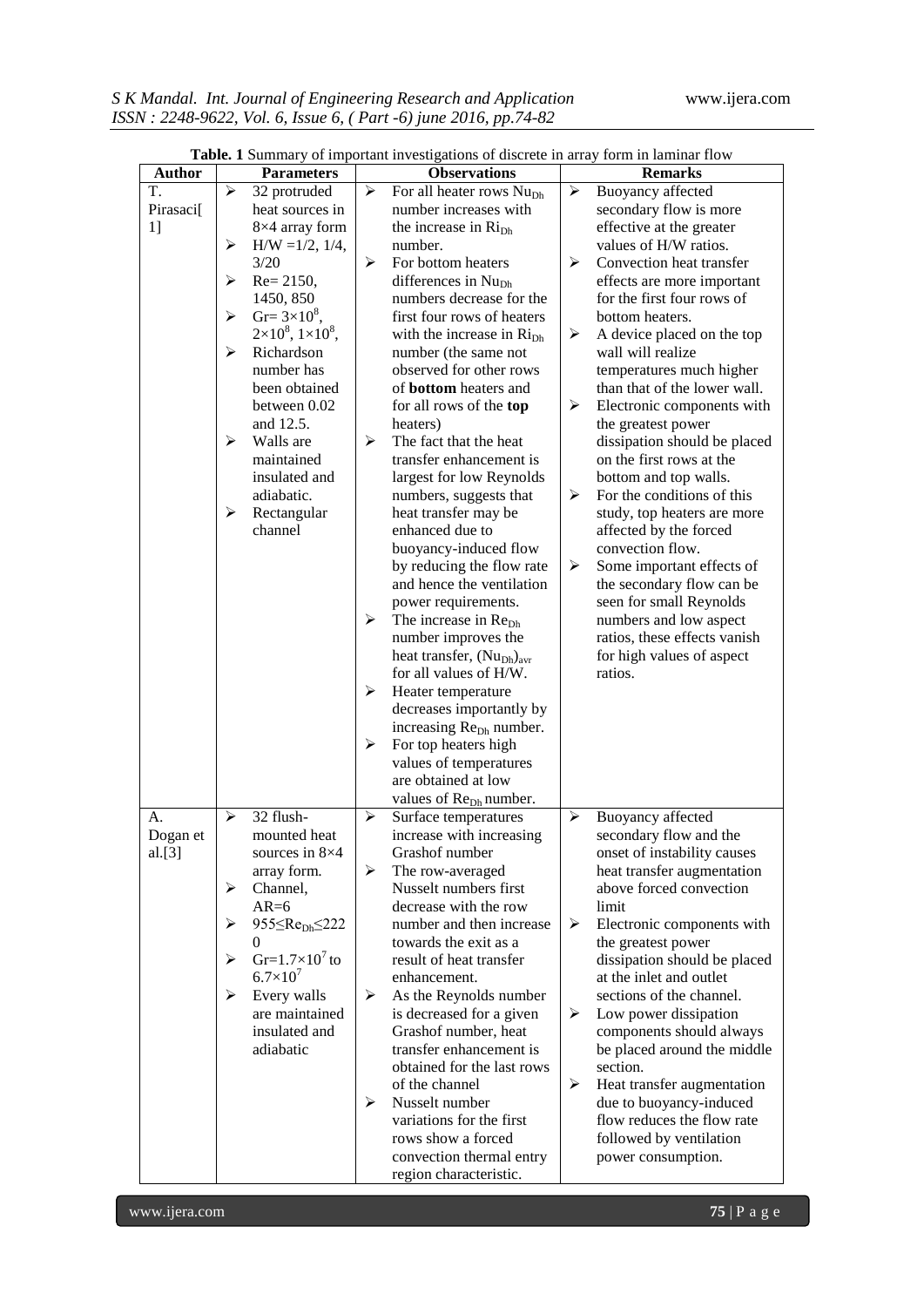**Table. 1** Summary of important investigations of discrete in array form in laminar flow

| Author | Parameters | Observations | Remarks |
|---|---|---|---|
| T. Pirasaci[1] | ➢ 32 protruded heat sources in 8×4 array form<br>➢ H/W =1/2, 1/4, 3/20<br>➢ Re= 2150, 1450, 850<br>➢ Gr= $3\times10^8$, $2\times10^8$, $1\times10^8$,<br>➢ Richardson number has been obtained between 0.02 and 12.5.<br>➢ Walls are maintained insulated and adiabatic.<br>➢ Rectangular channel | ➢ For all heater rows $Nu_{Dh}$ number increases with the increase in $Ri_{Dh}$ number.<br>➢ For bottom heaters differences in $Nu_{Dh}$ numbers decrease for the first four rows of heaters with the increase in $Ri_{Dh}$ number (the same not observed for other rows of **bottom** heaters and for all rows of the **top** heaters)<br>➢ The fact that the heat transfer enhancement is largest for low Reynolds numbers, suggests that heat transfer may be enhanced due to buoyancy-induced flow by reducing the flow rate and hence the ventilation power requirements.<br>➢ The increase in $Re_{Dh}$ number improves the heat transfer, $(Nu_{Dh})_{avr}$ for all values of H/W.<br>➢ Heater temperature decreases importantly by increasing $Re_{Dh}$ number.<br>➢ For top heaters high values of temperatures are obtained at low values of $Re_{Dh}$ number. | ➢ Buoyancy affected secondary flow is more effective at the greater values of H/W ratios.<br>➢ Convection heat transfer effects are more important for the first four rows of bottom heaters.<br>➢ A device placed on the top wall will realize temperatures much higher than that of the lower wall.<br>➢ Electronic components with the greatest power dissipation should be placed on the first rows at the bottom and top walls.<br>➢ For the conditions of this study, top heaters are more affected by the forced convection flow.<br>➢ Some important effects of the secondary flow can be seen for small Reynolds numbers and low aspect ratios, these effects vanish for high values of aspect ratios. |
| A. Dogan et al.[3] | ➢ 32 flush-mounted heat sources in 8×4 array form.<br>➢ Channel, AR=6<br>➢ $955\leq Re_{Dh}\leq 2220$<br>➢ Gr=$1.7\times10^7$ to $6.7\times10^7$<br>➢ Every walls are maintained insulated and adiabatic | ➢ Surface temperatures increase with increasing Grashof number<br>➢ The row-averaged Nusselt numbers first decrease with the row number and then increase towards the exit as a result of heat transfer enhancement.<br>➢ As the Reynolds number is decreased for a given Grashof number, heat transfer enhancement is obtained for the last rows of the channel<br>➢ Nusselt number variations for the first rows show a forced convection thermal entry region characteristic. | ➢ Buoyancy affected secondary flow and the onset of instability causes heat transfer augmentation above forced convection limit<br>➢ Electronic components with the greatest power dissipation should be placed at the inlet and outlet sections of the channel.<br>➢ Low power dissipation components should always be placed around the middle section.<br>➢ Heat transfer augmentation due to buoyancy-induced flow reduces the flow rate followed by ventilation power consumption. |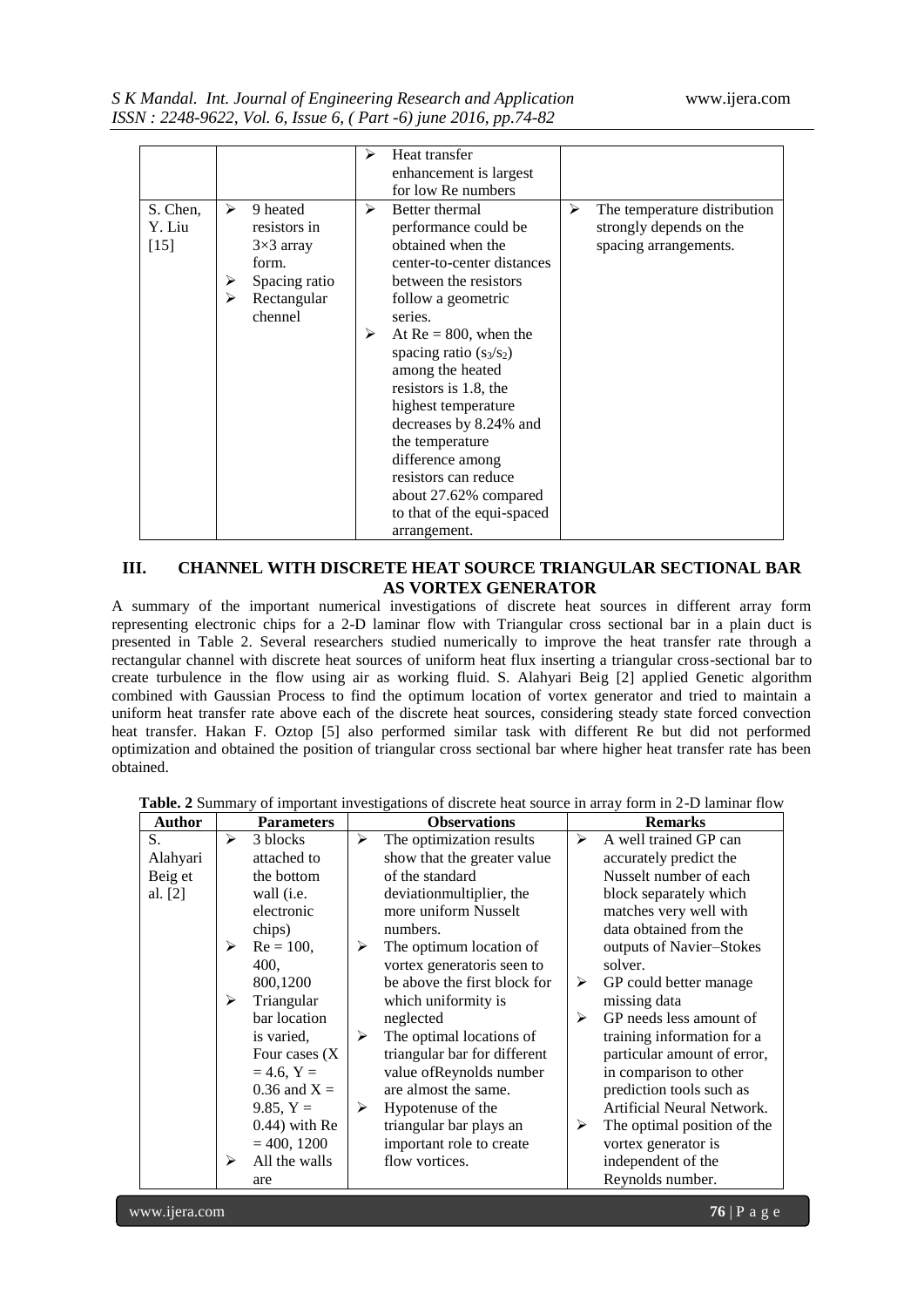| | | | |
|---|---|---|---|
| | | ➢ Heat transfer enhancement is largest for low Re numbers | |
| S. Chen, Y. Liu [15] | ➢ 9 heated resistors in 3×3 array form.<br>➢ Spacing ratio<br>➢ Rectangular chennel | ➢ Better thermal performance could be obtained when the center-to-center distances between the resistors follow a geometric series.<br>➢ At Re = 800, when the spacing ratio ($s_3/s_2$) among the heated resistors is 1.8, the highest temperature decreases by 8.24% and the temperature difference among resistors can reduce about 27.62% compared to that of the equi-spaced arrangement. | ➢ The temperature distribution strongly depends on the spacing arrangements. |

## III. CHANNEL WITH DISCRETE HEAT SOURCE TRIANGULAR SECTIONAL BAR AS VORTEX GENERATOR

A summary of the important numerical investigations of discrete heat sources in different array form representing electronic chips for a 2-D laminar flow with Triangular cross sectional bar in a plain duct is presented in Table 2. Several researchers studied numerically to improve the heat transfer rate through a rectangular channel with discrete heat sources of uniform heat flux inserting a triangular cross-sectional bar to create turbulence in the flow using air as working fluid. S. Alahyari Beig [2] applied Genetic algorithm combined with Gaussian Process to find the optimum location of vortex generator and tried to maintain a uniform heat transfer rate above each of the discrete heat sources, considering steady state forced convection heat transfer. Hakan F. Oztop [5] also performed similar task with different Re but did not performed optimization and obtained the position of triangular cross sectional bar where higher heat transfer rate has been obtained.

**Table. 2** Summary of important investigations of discrete heat source in array form in 2-D laminar flow

| Author | Parameters | Observations | Remarks |
|---|---|---|---|
| S. Alahyari Beig et al. [2] | ➢ 3 blocks attached to the bottom wall (i.e. electronic chips)<br>➢ Re = 100, 400, 800,1200<br>➢ Triangular bar location is varied, Four cases (X = 4.6, Y = 0.36 and X = 9.85, Y = 0.44) with Re = 400, 1200<br>➢ All the walls are | ➢ The optimization results show that the greater value of the standard deviationmultiplier, the more uniform Nusselt numbers.<br>➢ The optimum location of vortex generatoris seen to be above the first block for which uniformity is neglected<br>➢ The optimal locations of triangular bar for different value ofReynolds number are almost the same.<br>➢ Hypotenuse of the triangular bar plays an important role to create flow vortices. | ➢ A well trained GP can accurately predict the Nusselt number of each block separately which matches very well with data obtained from the outputs of Navier–Stokes solver.<br>➢ GP could better manage missing data<br>➢ GP needs less amount of training information for a particular amount of error, in comparison to other prediction tools such as Artificial Neural Network.<br>➢ The optimal position of the vortex generator is independent of the Reynolds number. |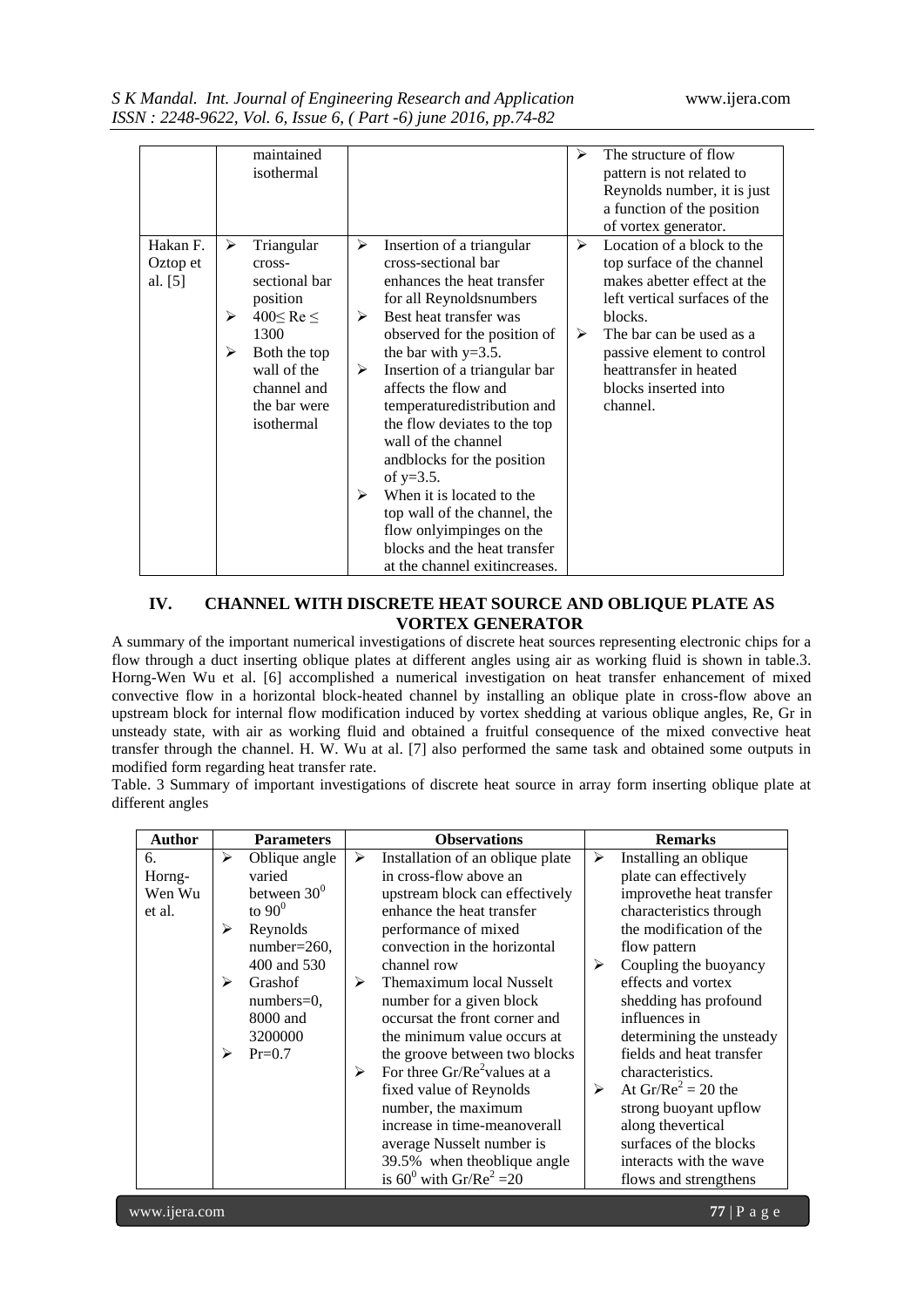| | maintained isothermal | | ➢ The structure of flow pattern is not related to Reynolds number, it is just a function of the position of vortex generator. |
|---|---|---|---|
| Hakan F. Oztop et al. [5] | ➢ Triangular cross-sectional bar position<br>➢ $400 \leq Re \leq 1300$<br>➢ Both the top wall of the channel and the bar were isothermal | ➢ Insertion of a triangular cross-sectional bar enhances the heat transfer for all Reynoldsnumbers<br>➢ Best heat transfer was observed for the position of the bar with y=3.5.<br>➢ Insertion of a triangular bar affects the flow and temperaturedistribution and the flow deviates to the top wall of the channel andblocks for the position of y=3.5.<br>➢ When it is located to the top wall of the channel, the flow onlyimpinges on the blocks and the heat transfer at the channel exitincreases. | ➢ Location of a block to the top surface of the channel makes abetter effect at the left vertical surfaces of the blocks.<br>➢ The bar can be used as a passive element to control heattransfer in heated blocks inserted into channel. |

## IV. CHANNEL WITH DISCRETE HEAT SOURCE AND OBLIQUE PLATE AS VORTEX GENERATOR

A summary of the important numerical investigations of discrete heat sources representing electronic chips for a flow through a duct inserting oblique plates at different angles using air as working fluid is shown in table.3. Horng-Wen Wu et al. [6] accomplished a numerical investigation on heat transfer enhancement of mixed convective flow in a horizontal block-heated channel by installing an oblique plate in cross-flow above an upstream block for internal flow modification induced by vortex shedding at various oblique angles, Re, Gr in unsteady state, with air as working fluid and obtained a fruitful consequence of the mixed convective heat transfer through the channel. H. W. Wu at al. [7] also performed the same task and obtained some outputs in modified form regarding heat transfer rate.

Table. 3 Summary of important investigations of discrete heat source in array form inserting oblique plate at different angles

| Author | Parameters | Observations | Remarks |
|---|---|---|---|
| 6. Horng-Wen Wu et al. | ➢ Oblique angle varied between $30^0$ to $90^0$<br>➢ Reynolds number=260, 400 and 530<br>➢ Grashof numbers=0, 8000 and 3200000<br>➢ Pr=0.7 | ➢ Installation of an oblique plate in cross-flow above an upstream block can effectively enhance the heat transfer performance of mixed convection in the horizontal channel row<br>➢ Themaximum local Nusselt number for a given block occursat the front corner and the minimum value occurs at the groove between two blocks<br>➢ For three $Gr/Re^2$values at a fixed value of Reynolds number, the maximum increase in time-meanoverall average Nusselt number is 39.5% when theoblique angle is $60^0$ with $Gr/Re^2 = 20$ | ➢ Installing an oblique plate can effectively improvethe heat transfer characteristics through the modification of the flow pattern<br>➢ Coupling the buoyancy effects and vortex shedding has profound influences in determining the unsteady fields and heat transfer characteristics.<br>➢ At $Gr/Re^2 = 20$ the strong buoyant upflow along thevertical surfaces of the blocks interacts with the wave flows and strengthens |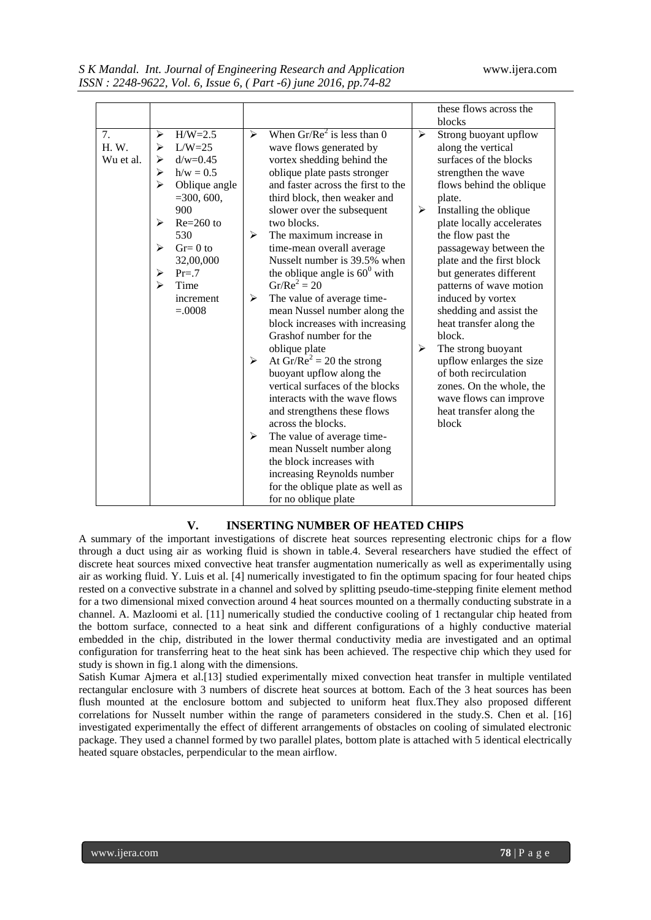|  |  |  | these flows across the blocks |
|---|---|---|---|
| 7. H. W. Wu et al. | ➢ H/W=2.5<br>➢ L/W=25<br>➢ d/w=0.45<br>➢ h/w = 0.5<br>➢ Oblique angle =300, 600, 900<br>➢ Re=260 to 530<br>➢ Gr= 0 to 32,00,000<br>➢ Pr=.7<br>➢ Time increment =.0008 | ➢ When $Gr/Re^2$ is less than 0 wave flows generated by vortex shedding behind the oblique plate pasts stronger and faster across the first to the third block, then weaker and slower over the subsequent two blocks.<br>➢ The maximum increase in time-mean overall average Nusselt number is 39.5% when the oblique angle is $60^0$ with $Gr/Re^2 = 20$<br>➢ The value of average time-mean Nussel number along the block increases with increasing Grashof number for the oblique plate<br>➢ At $Gr/Re^2 = 20$ the strong buoyant upflow along the vertical surfaces of the blocks interacts with the wave flows and strengthens these flows across the blocks.<br>➢ The value of average time-mean Nusselt number along the block increases with increasing Reynolds number for the oblique plate as well as for no oblique plate | ➢ Strong buoyant upflow along the vertical surfaces of the blocks strengthen the wave flows behind the oblique plate.<br>➢ Installing the oblique plate locally accelerates the flow past the passageway between the plate and the first block but generates different patterns of wave motion induced by vortex shedding and assist the heat transfer along the block.<br>➢ The strong buoyant upflow enlarges the size of both recirculation zones. On the whole, the wave flows can improve heat transfer along the block |

## V. INSERTING NUMBER OF HEATED CHIPS

A summary of the important investigations of discrete heat sources representing electronic chips for a flow through a duct using air as working fluid is shown in table.4. Several researchers have studied the effect of discrete heat sources mixed convective heat transfer augmentation numerically as well as experimentally using air as working fluid. Y. Luis et al. [4] numerically investigated to fin the optimum spacing for four heated chips rested on a convective substrate in a channel and solved by splitting pseudo-time-stepping finite element method for a two dimensional mixed convection around 4 heat sources mounted on a thermally conducting substrate in a channel. A. Mazloomi et al. [11] numerically studied the conductive cooling of 1 rectangular chip heated from the bottom surface, connected to a heat sink and different configurations of a highly conductive material embedded in the chip, distributed in the lower thermal conductivity media are investigated and an optimal configuration for transferring heat to the heat sink has been achieved. The respective chip which they used for study is shown in fig.1 along with the dimensions.

Satish Kumar Ajmera et al.[13] studied experimentally mixed convection heat transfer in multiple ventilated rectangular enclosure with 3 numbers of discrete heat sources at bottom. Each of the 3 heat sources has been flush mounted at the enclosure bottom and subjected to uniform heat flux.They also proposed different correlations for Nusselt number within the range of parameters considered in the study.S. Chen et al. [16] investigated experimentally the effect of different arrangements of obstacles on cooling of simulated electronic package. They used a channel formed by two parallel plates, bottom plate is attached with 5 identical electrically heated square obstacles, perpendicular to the mean airflow.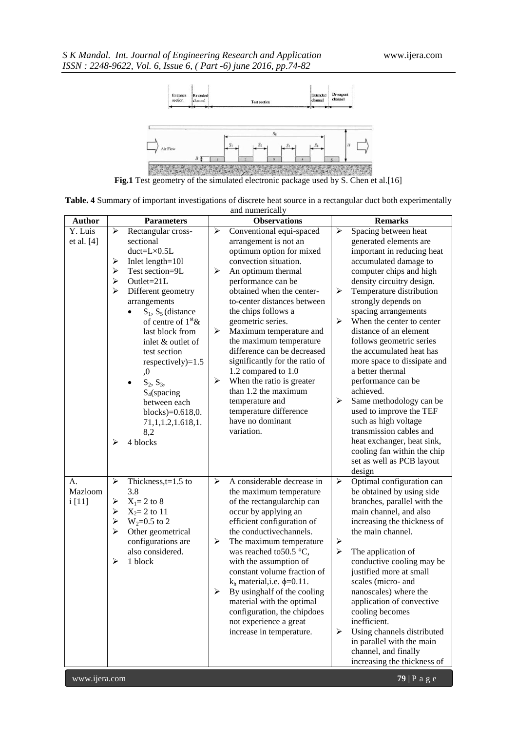**Fig.1** Test geometry of the simulated electronic package used by S. Chen et al.[16]

**Table. 4** Summary of important investigations of discrete heat source in a rectangular duct both experimentally and numerically

| Author | Parameters | Observations | Remarks |
|---|---|---|---|
| Y. Luis et al. [4] | ➢ Rectangular cross-sectional duct=L×0.5L<br>➢ Inlet length=10l<br>➢ Test section=9L<br>➢ Outlet=21L<br>➢ Different geometry arrangements<br>• $S_1$, $S_5$ (distance of centre of 1[st]& last block from inlet & outlet of test section respectively)=1.5 ,0<br>• $S_2$, $S_3$, $S_4$(spacing between each blocks)=0.618,0.71,1,1.2,1.618,1.8,2<br>➢ 4 blocks | ➢ Conventional equi-spaced arrangement is not an optimum option for mixed convection situation.<br>➢ An optimum thermal performance can be obtained when the center-to-center distances between the chips follows a geometric series.<br>➢ Maximum temperature and the maximum temperature difference can be decreased significantly for the ratio of 1.2 compared to 1.0<br>➢ When the ratio is greater than 1.2 the maximum temperature and temperature difference have no dominant variation. | ➢ Spacing between heat generated elements are important in reducing heat accumulated damage to computer chips and high density circuitry design.<br>➢ Temperature distribution strongly depends on spacing arrangements<br>➢ When the center to center distance of an element follows geometric series the accumulated heat has more space to dissipate and a better thermal performance can be achieved.<br>➢ Same methodology can be used to improve the TEF such as high voltage transmission cables and heat exchanger, heat sink, cooling fan within the chip set as well as PCB layout design |
| A. Mazloomi [11] | ➢ Thickness,t=1.5 to 3.8<br>➢ $X_1$= 2 to 8<br>➢ $X_2$= 2 to 11<br>➢ $W_2$=0.5 to 2<br>➢ Other geometrical configurations are also considered.<br>➢ 1 block | ➢ A considerable decrease in the maximum temperature of the rectangularchip can occur by applying an efficient configuration of the conductivechannels.<br>➢ The maximum temperature was reached to50.5 °C, with the assumption of constant volume fraction of $k_h$ material,i.e. $\phi$=0.11.<br>➢ By usinghalf of the cooling material with the optimal configuration, the chipdoes not experience a great increase in temperature. | ➢ Optimal configuration can be obtained by using side branches, parallel with the main channel, and also increasing the thickness of the main channel.<br>➢<br>➢ The application of conductive cooling may be justified more at small scales (micro- and nanoscales) where the application of convective cooling becomes inefficient.<br>➢ Using channels distributed in parallel with the main channel, and finally increasing the thickness of |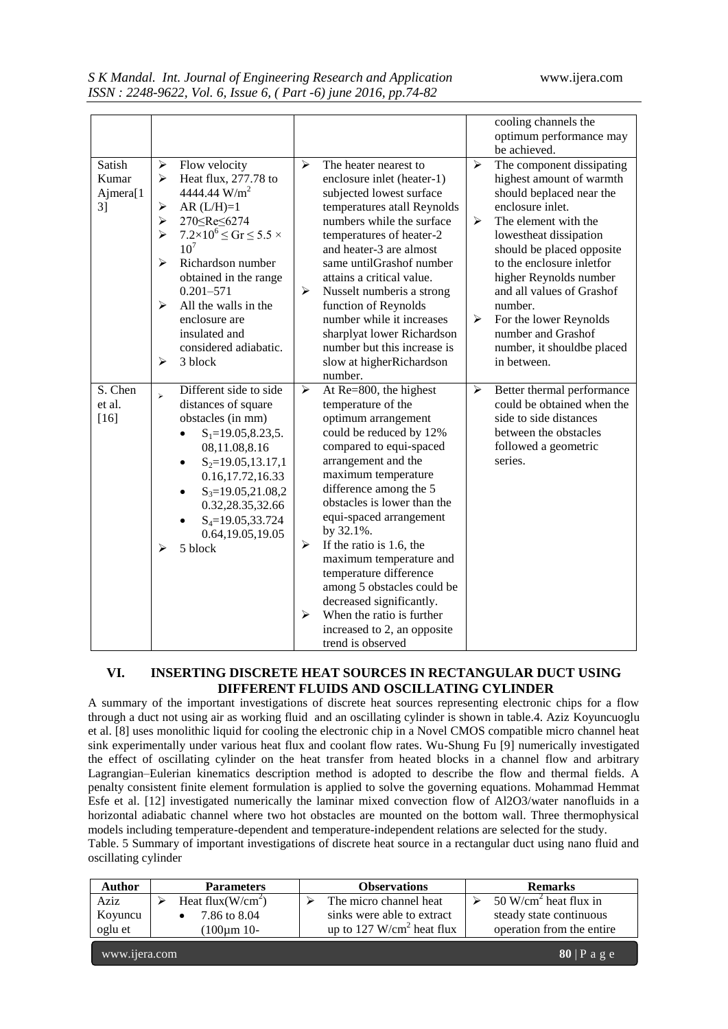| | | | cooling channels the optimum performance may be achieved. |
|---|---|---|---|
| Satish Kumar Ajmera[13] | ➢ Flow velocity<br>➢ Heat flux, 277.78 to 4444.44 $W/m^2$<br>➢ AR (L/H)=1<br>➢ 270≤Re≤6274<br>➢ $7.2\times10^6 \leq Gr \leq 5.5 \times 10^7$<br>➢ Richardson number obtained in the range 0.201–571<br>➢ All the walls in the enclosure are insulated and considered adiabatic.<br>➢ 3 block | ➢ The heater nearest to enclosure inlet (heater-1) subjected lowest surface temperatures atall Reynolds numbers while the surface temperatures of heater-2 and heater-3 are almost same untilGrashof number attains a critical value.<br>➢ Nusselt numberis a strong function of Reynolds number while it increases sharplyat lower Richardson number but this increase is slow at higherRichardson number. | ➢ The component dissipating highest amount of warmth should beplaced near the enclosure inlet.<br>➢ The element with the lowestheat dissipation should be placed opposite to the enclosure inletfor higher Reynolds number and all values of Grashof number.<br>➢ For the lower Reynolds number and Grashof number, it shouldbe placed in between. |
| S. Chen et al. [16] | ➢ Different side to side distances of square obstacles (in mm)<br>• $S_1$=19.05,8.23,5.08,11.08,8.16<br>• $S_2$=19.05,13.17,10.16,17.72,16.33<br>• $S_3$=19.05,21.08,20.32,28.35,32.66<br>• $S_4$=19.05,33.72 40.64,19.05,19.05<br>➢ 5 block | ➢ At Re=800, the highest temperature of the optimum arrangement could be reduced by 12% compared to equi-spaced arrangement and the maximum temperature difference among the 5 obstacles is lower than the equi-spaced arrangement by 32.1%.<br>➢ If the ratio is 1.6, the maximum temperature and temperature difference among 5 obstacles could be decreased significantly.<br>➢ When the ratio is further increased to 2, an opposite trend is observed | ➢ Better thermal performance could be obtained when the side to side distances between the obstacles followed a geometric series. |

## VI. INSERTING DISCRETE HEAT SOURCES IN RECTANGULAR DUCT USING DIFFERENT FLUIDS AND OSCILLATING CYLINDER

A summary of the important investigations of discrete heat sources representing electronic chips for a flow through a duct not using air as working fluid and an oscillating cylinder is shown in table.4. Aziz Koyuncuoglu et al. [8] uses monolithic liquid for cooling the electronic chip in a Novel CMOS compatible micro channel heat sink experimentally under various heat flux and coolant flow rates. Wu-Shung Fu [9] numerically investigated the effect of oscillating cylinder on the heat transfer from heated blocks in a channel flow and arbitrary Lagrangian–Eulerian kinematics description method is adopted to describe the flow and thermal fields. A penalty consistent finite element formulation is applied to solve the governing equations. Mohammad Hemmat Esfe et al. [12] investigated numerically the laminar mixed convection flow of Al2O3/water nanofluids in a horizontal adiabatic channel where two hot obstacles are mounted on the bottom wall. Three thermophysical models including temperature-dependent and temperature-independent relations are selected for the study.

Table. 5 Summary of important investigations of discrete heat source in a rectangular duct using nano fluid and oscillating cylinder

| Author | Parameters | Observations | Remarks |
|---|---|---|---|
| Aziz Koyuncuoglu et | ➢ Heat flux($W/cm^2$)<br>• 7.86 to 8.04 (100µm 10- | ➢ The micro channel heat sinks were able to extract up to 127 $W/cm^2$ heat flux | ➢ 50 $W/cm^2$ heat flux in steady state continuous operation from the entire |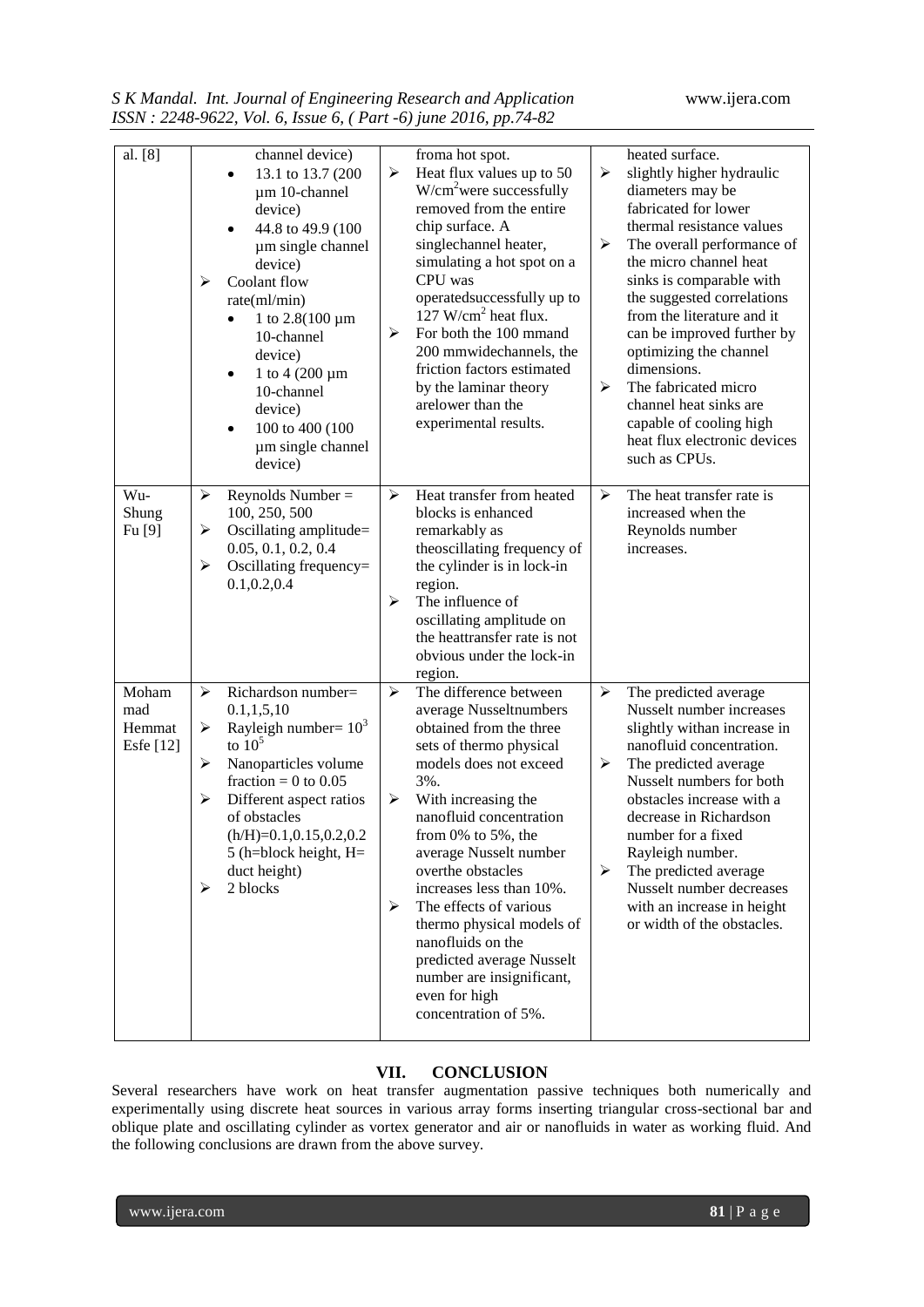| | | | |
|---|---|---|---|
| al. [8] | channel device)<br>• 13.1 to 13.7 (200 µm 10-channel device)<br>• 44.8 to 49.9 (100 µm single channel device)<br>➢ Coolant flow rate(ml/min)<br>• 1 to 2.8(100 µm 10-channel device)<br>• 1 to 4 (200 µm 10-channel device)<br>• 100 to 400 (100 µm single channel device) | froma hot spot.<br>➢ Heat flux values up to 50 $W/cm^2$were successfully removed from the entire chip surface. A singlechannel heater, simulating a hot spot on a CPU was operatedsuccessfully up to 127 $W/cm^2$ heat flux.<br>➢ For both the 100 mmand 200 mmwidechannels, the friction factors estimated by the laminar theory arelower than the experimental results. | heated surface.<br>➢ slightly higher hydraulic diameters may be fabricated for lower thermal resistance values<br>➢ The overall performance of the micro channel heat sinks is comparable with the suggested correlations from the literature and it can be improved further by optimizing the channel dimensions.<br>➢ The fabricated micro channel heat sinks are capable of cooling high heat flux electronic devices such as CPUs. |
| Wu-Shung Fu [9] | ➢ Reynolds Number = 100, 250, 500<br>➢ Oscillating amplitude= 0.05, 0.1, 0.2, 0.4<br>➢ Oscillating frequency= 0.1,0.2,0.4 | ➢ Heat transfer from heated blocks is enhanced remarkably as theoscillating frequency of the cylinder is in lock-in region.<br>➢ The influence of oscillating amplitude on the heattransfer rate is not obvious under the lock-in region. | ➢ The heat transfer rate is increased when the Reynolds number increases. |
| Mohammad Hemmat Esfe [12] | ➢ Richardson number= 0.1,1,5,10<br>➢ Rayleigh number= $10^3$ to $10^5$<br>➢ Nanoparticles volume fraction = 0 to 0.05<br>➢ Different aspect ratios of obstacles (h/H)=0.1,0.15,0.2,0.25 (h=block height, H= duct height)<br>➢ 2 blocks | ➢ The difference between average Nusseltnumbers obtained from the three sets of thermo physical models does not exceed 3%.<br>➢ With increasing the nanofluid concentration from 0% to 5%, the average Nusselt number overthe obstacles increases less than 10%.<br>➢ The effects of various thermo physical models of nanofluids on the predicted average Nusselt number are insignificant, even for high concentration of 5%. | ➢ The predicted average Nusselt number increases slightly withan increase in nanofluid concentration.<br>➢ The predicted average Nusselt numbers for both obstacles increase with a decrease in Richardson number for a fixed Rayleigh number.<br>➢ The predicted average Nusselt number decreases with an increase in height or width of the obstacles. |

## VII. CONCLUSION

Several researchers have work on heat transfer augmentation passive techniques both numerically and experimentally using discrete heat sources in various array forms inserting triangular cross-sectional bar and oblique plate and oscillating cylinder as vortex generator and air or nanofluids in water as working fluid. And the following conclusions are drawn from the above survey.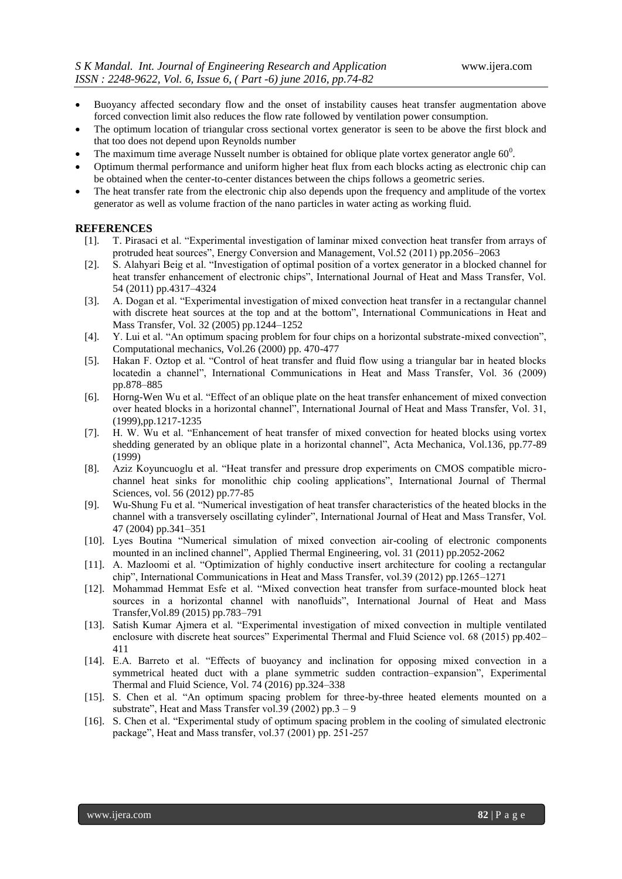- Buoyancy affected secondary flow and the onset of instability causes heat transfer augmentation above forced convection limit also reduces the flow rate followed by ventilation power consumption.
- The optimum location of triangular cross sectional vortex generator is seen to be above the first block and that too does not depend upon Reynolds number
- The maximum time average Nusselt number is obtained for oblique plate vortex generator angle $60^0$.
- Optimum thermal performance and uniform higher heat flux from each blocks acting as electronic chip can be obtained when the center-to-center distances between the chips follows a geometric series.
- The heat transfer rate from the electronic chip also depends upon the frequency and amplitude of the vortex generator as well as volume fraction of the nano particles in water acting as working fluid.

## REFERENCES

[1]. T. Pirasaci et al. "Experimental investigation of laminar mixed convection heat transfer from arrays of protruded heat sources", Energy Conversion and Management, Vol.52 (2011) pp.2056–2063

[2]. S. Alahyari Beig et al. "Investigation of optimal position of a vortex generator in a blocked channel for heat transfer enhancement of electronic chips", International Journal of Heat and Mass Transfer, Vol. 54 (2011) pp.4317–4324

[3]. A. Dogan et al. "Experimental investigation of mixed convection heat transfer in a rectangular channel with discrete heat sources at the top and at the bottom", International Communications in Heat and Mass Transfer, Vol. 32 (2005) pp.1244–1252

[4]. Y. Lui et al. "An optimum spacing problem for four chips on a horizontal substrate-mixed convection", Computational mechanics, Vol.26 (2000) pp. 470-477

[5]. Hakan F. Oztop et al. "Control of heat transfer and fluid flow using a triangular bar in heated blocks locatedin a channel", International Communications in Heat and Mass Transfer, Vol. 36 (2009) pp.878–885

[6]. Horng-Wen Wu et al. "Effect of an oblique plate on the heat transfer enhancement of mixed convection over heated blocks in a horizontal channel", International Journal of Heat and Mass Transfer, Vol. 31, (1999),pp.1217-1235

[7]. H. W. Wu et al. "Enhancement of heat transfer of mixed convection for heated blocks using vortex shedding generated by an oblique plate in a horizontal channel", Acta Mechanica, Vol.136, pp.77-89 (1999)

[8]. Aziz Koyuncuoglu et al. "Heat transfer and pressure drop experiments on CMOS compatible micro-channel heat sinks for monolithic chip cooling applications", International Journal of Thermal Sciences, vol. 56 (2012) pp.77-85

[9]. Wu-Shung Fu et al. "Numerical investigation of heat transfer characteristics of the heated blocks in the channel with a transversely oscillating cylinder", International Journal of Heat and Mass Transfer, Vol. 47 (2004) pp.341–351

[10]. Lyes Boutina "Numerical simulation of mixed convection air-cooling of electronic components mounted in an inclined channel", Applied Thermal Engineering, vol. 31 (2011) pp.2052-2062

[11]. A. Mazloomi et al. "Optimization of highly conductive insert architecture for cooling a rectangular chip", International Communications in Heat and Mass Transfer, vol.39 (2012) pp.1265–1271

[12]. Mohammad Hemmat Esfe et al. "Mixed convection heat transfer from surface-mounted block heat sources in a horizontal channel with nanofluids", International Journal of Heat and Mass Transfer,Vol.89 (2015) pp.783–791

[13]. Satish Kumar Ajmera et al. "Experimental investigation of mixed convection in multiple ventilated enclosure with discrete heat sources" Experimental Thermal and Fluid Science vol. 68 (2015) pp.402–411

[14]. E.A. Barreto et al. "Effects of buoyancy and inclination for opposing mixed convection in a symmetrical heated duct with a plane symmetric sudden contraction–expansion", Experimental Thermal and Fluid Science, Vol. 74 (2016) pp.324–338

[15]. S. Chen et al. "An optimum spacing problem for three-by-three heated elements mounted on a substrate", Heat and Mass Transfer vol.39 (2002) pp.3 – 9

[16]. S. Chen et al. "Experimental study of optimum spacing problem in the cooling of simulated electronic package", Heat and Mass transfer, vol.37 (2001) pp. 251-257